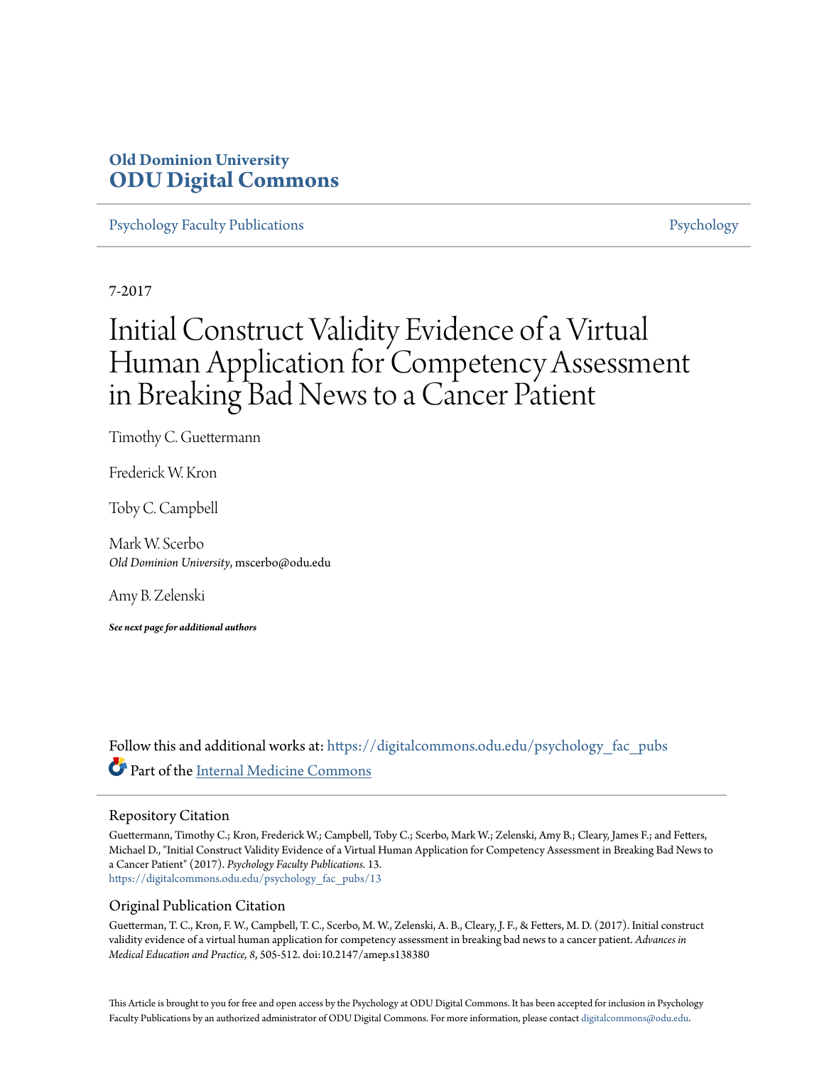**Old Dominion University**
**ODU Digital Commons**

Psychology Faculty Publications | Psychology

7-2017

# Initial Construct Validity Evidence of a Virtual Human Application for Competency Assessment in Breaking Bad News to a Cancer Patient

Timothy C. Guettermann

Frederick W. Kron

Toby C. Campbell

Mark W. Scerbo
*Old Dominion University*, mscerbo@odu.edu

Amy B. Zelenski

***See next page for additional authors***

Follow this and additional works at: https://digitalcommons.odu.edu/psychology_fac_pubs

Part of the Internal Medicine Commons

## Repository Citation

Guettermann, Timothy C.; Kron, Frederick W.; Campbell, Toby C.; Scerbo, Mark W.; Zelenski, Amy B.; Cleary, James F.; and Fetters, Michael D., "Initial Construct Validity Evidence of a Virtual Human Application for Competency Assessment in Breaking Bad News to a Cancer Patient" (2017). *Psychology Faculty Publications*. 13.
https://digitalcommons.odu.edu/psychology_fac_pubs/13

## Original Publication Citation

Guetterman, T. C., Kron, F. W., Campbell, T. C., Scerbo, M. W., Zelenski, A. B., Cleary, J. F., & Fetters, M. D. (2017). Initial construct validity evidence of a virtual human application for competency assessment in breaking bad news to a cancer patient. *Advances in Medical Education and Practice, 8*, 505-512. doi:10.2147/amep.s138380

This Article is brought to you for free and open access by the Psychology at ODU Digital Commons. It has been accepted for inclusion in Psychology Faculty Publications by an authorized administrator of ODU Digital Commons. For more information, please contact digitalcommons@odu.edu.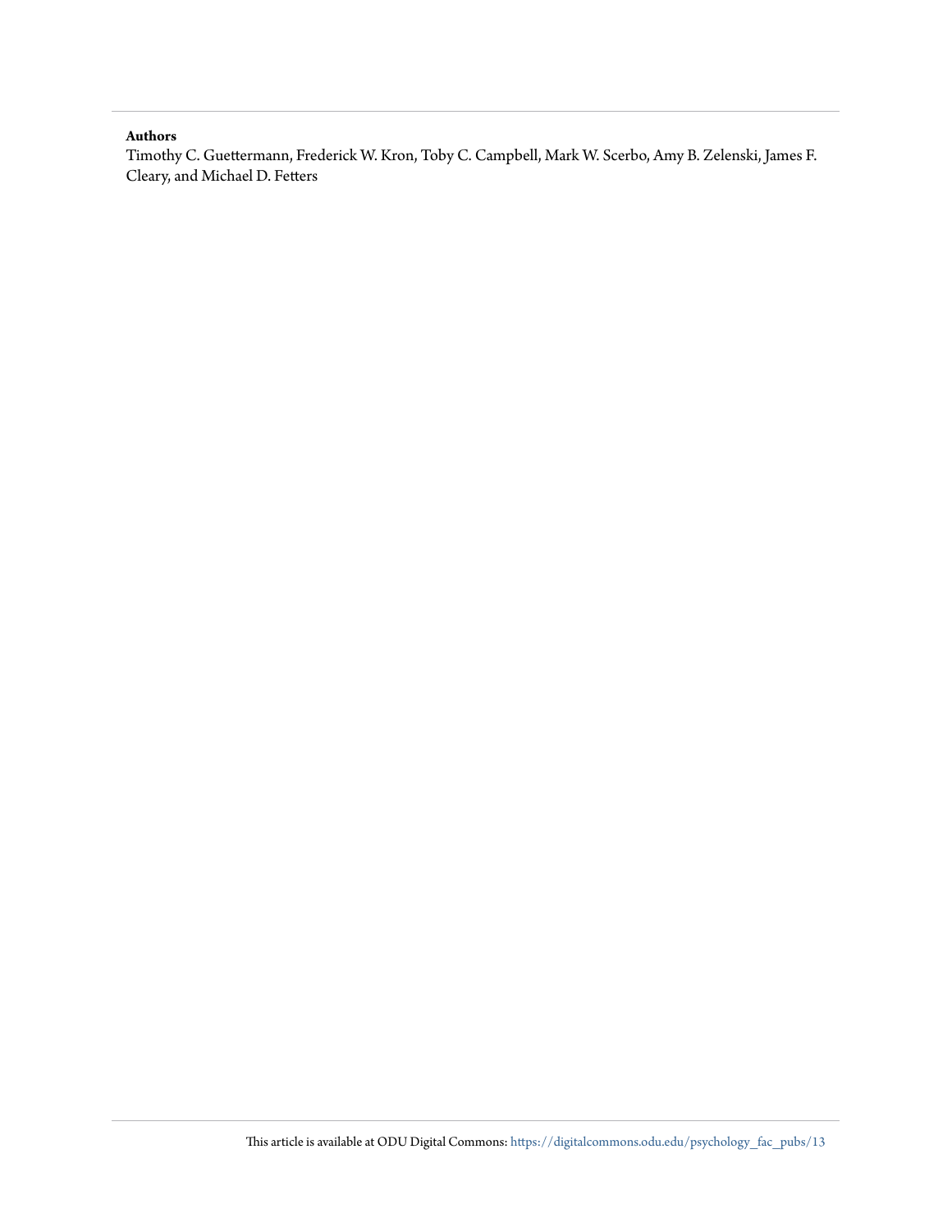**Authors**

Timothy C. Guettermann, Frederick W. Kron, Toby C. Campbell, Mark W. Scerbo, Amy B. Zelenski, James F. Cleary, and Michael D. Fetters

This article is available at ODU Digital Commons: https://digitalcommons.odu.edu/psychology_fac_pubs/13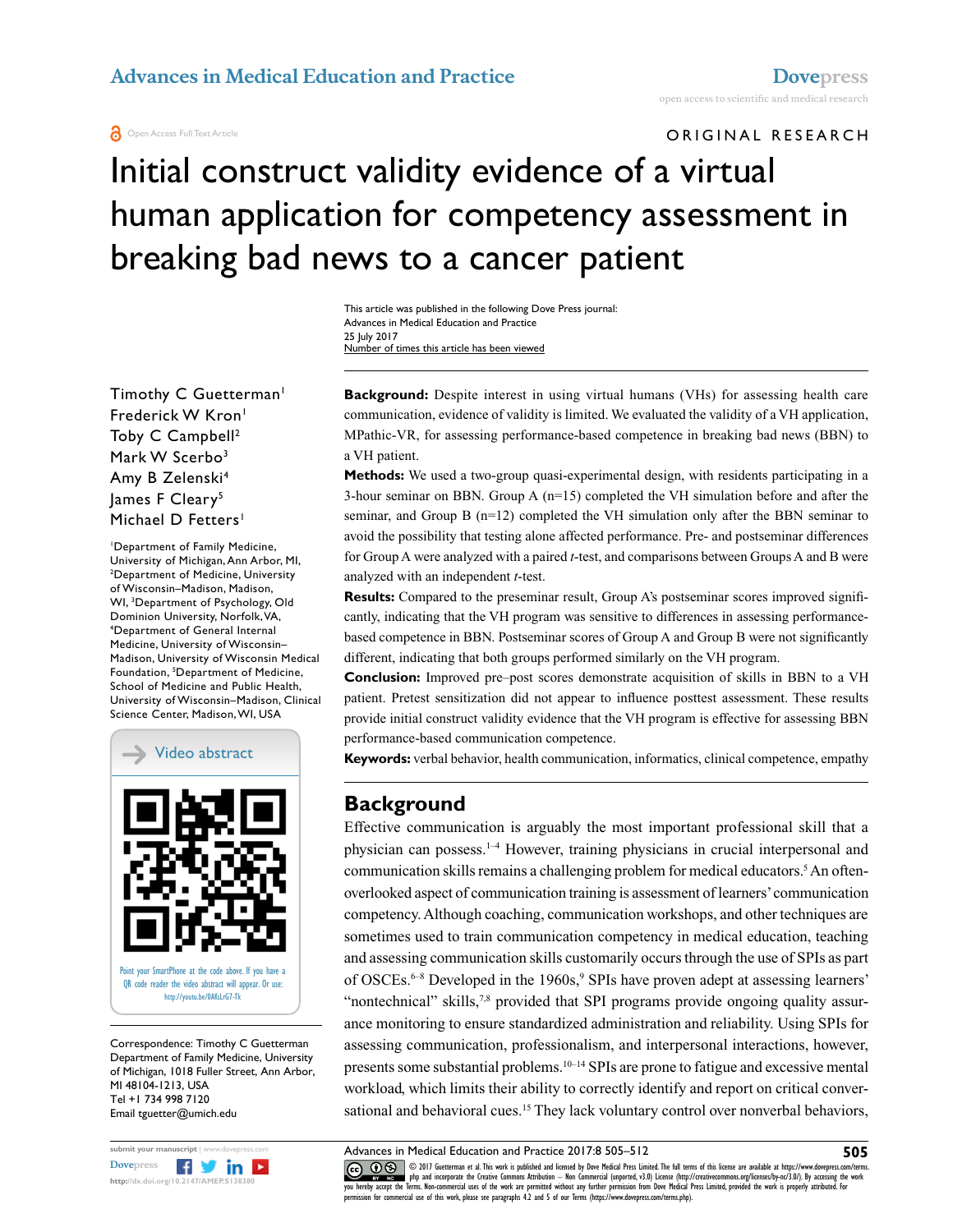# Initial construct validity evidence of a virtual human application for competency assessment in breaking bad news to a cancer patient

This article was published in the following Dove Press journal:
Advances in Medical Education and Practice
25 July 2017
Number of times this article has been viewed

Timothy C Guetterman[1]
Frederick W Kron[1]
Toby C Campbell[2]
Mark W Scerbo[3]
Amy B Zelenski[4]
James F Cleary[5]
Michael D Fetters[1]

[1]Department of Family Medicine, University of Michigan, Ann Arbor, MI, [2]Department of Medicine, University of Wisconsin–Madison, Madison, WI, [3]Department of Psychology, Old Dominion University, Norfolk, VA, [4]Department of General Internal Medicine, University of Wisconsin–Madison, University of Wisconsin Medical Foundation, [5]Department of Medicine, School of Medicine and Public Health, University of Wisconsin–Madison, Clinical Science Center, Madison, WI, USA

Video abstract

Point your SmartPhone at the code above. If you have a QR code reader the video abstract will appear. Or use: http://youtu.be/0AKsLrG7-Tk

Correspondence: Timothy C Guetterman
Department of Family Medicine, University of Michigan, 1018 Fuller Street, Ann Arbor, MI 48104-1213, USA
Tel +1 734 998 7120
Email tguetter@umich.edu

**Background:** Despite interest in using virtual humans (VHs) for assessing health care communication, evidence of validity is limited. We evaluated the validity of a VH application, MPathic-VR, for assessing performance-based competence in breaking bad news (BBN) to a VH patient.

**Methods:** We used a two-group quasi-experimental design, with residents participating in a 3-hour seminar on BBN. Group A (n=15) completed the VH simulation before and after the seminar, and Group B (n=12) completed the VH simulation only after the BBN seminar to avoid the possibility that testing alone affected performance. Pre- and postseminar differences for Group A were analyzed with a paired *t*-test, and comparisons between Groups A and B were analyzed with an independent *t*-test.

**Results:** Compared to the preseminar result, Group A's postseminar scores improved significantly, indicating that the VH program was sensitive to differences in assessing performance-based competence in BBN. Postseminar scores of Group A and Group B were not significantly different, indicating that both groups performed similarly on the VH program.

**Conclusion:** Improved pre–post scores demonstrate acquisition of skills in BBN to a VH patient. Pretest sensitization did not appear to influence posttest assessment. These results provide initial construct validity evidence that the VH program is effective for assessing BBN performance-based communication competence.

**Keywords:** verbal behavior, health communication, informatics, clinical competence, empathy

## Background

Effective communication is arguably the most important professional skill that a physician can possess.[1–4] However, training physicians in crucial interpersonal and communication skills remains a challenging problem for medical educators.[5] An often-overlooked aspect of communication training is assessment of learners' communication competency. Although coaching, communication workshops, and other techniques are sometimes used to train communication competency in medical education, teaching and assessing communication skills customarily occurs through the use of SPIs as part of OSCEs.[6–8] Developed in the 1960s,[9] SPIs have proven adept at assessing learners' "nontechnical" skills,[7,8] provided that SPI programs provide ongoing quality assurance monitoring to ensure standardized administration and reliability. Using SPIs for assessing communication, professionalism, and interpersonal interactions, however, presents some substantial problems.[10–14] SPIs are prone to fatigue and excessive mental workload, which limits their ability to correctly identify and report on critical conversational and behavioral cues.[15] They lack voluntary control over nonverbal behaviors,

© 2017 Guetterman et al. This work is published and licensed by Dove Medical Press Limited. The full terms of this license are available at https://www.dovepress.com/terms.php and incorporate the Creative Commons Attribution – Non Commercial (unported, v3.0) License (http://creativecommons.org/licenses/by-nc/3.0/). By accessing the work you hereby accept the Terms. Non-commercial uses of the work are permitted without any further permission from Dove Medical Press Limited, provided the work is properly attributed. For permission for commercial use of this work, please see paragraphs 4.2 and 5 of our Terms (https://www.dovepress.com/terms.php).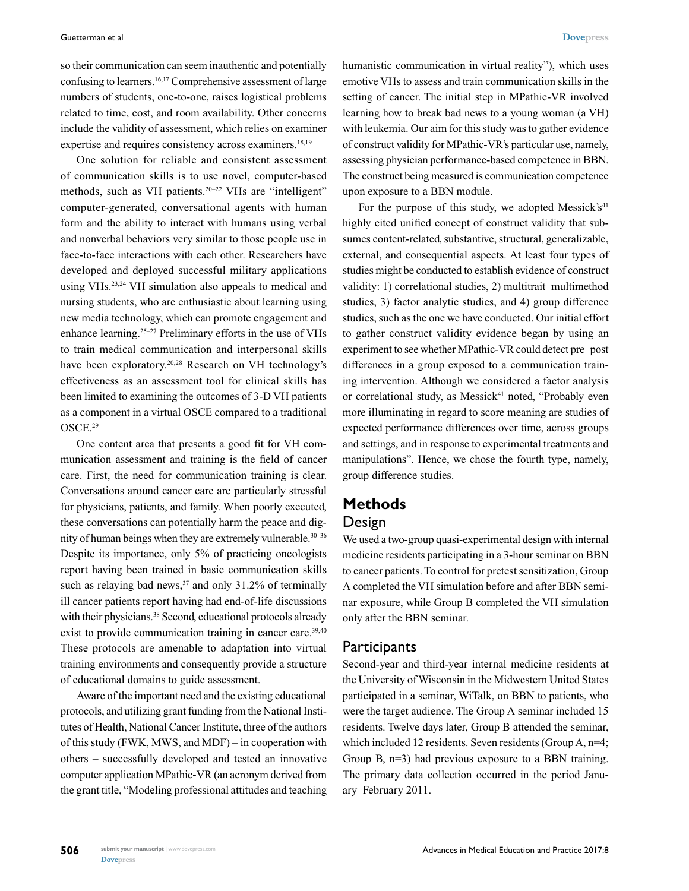so their communication can seem inauthentic and potentially confusing to learners.[16,17] Comprehensive assessment of large numbers of students, one-to-one, raises logistical problems related to time, cost, and room availability. Other concerns include the validity of assessment, which relies on examiner expertise and requires consistency across examiners.[18,19]

One solution for reliable and consistent assessment of communication skills is to use novel, computer-based methods, such as VH patients.[20–22] VHs are "intelligent" computer-generated, conversational agents with human form and the ability to interact with humans using verbal and nonverbal behaviors very similar to those people use in face-to-face interactions with each other. Researchers have developed and deployed successful military applications using VHs.[23,24] VH simulation also appeals to medical and nursing students, who are enthusiastic about learning using new media technology, which can promote engagement and enhance learning.[25–27] Preliminary efforts in the use of VHs to train medical communication and interpersonal skills have been exploratory.[20,28] Research on VH technology's effectiveness as an assessment tool for clinical skills has been limited to examining the outcomes of 3-D VH patients as a component in a virtual OSCE compared to a traditional OSCE.[29]

One content area that presents a good fit for VH communication assessment and training is the field of cancer care. First, the need for communication training is clear. Conversations around cancer care are particularly stressful for physicians, patients, and family. When poorly executed, these conversations can potentially harm the peace and dignity of human beings when they are extremely vulnerable.[30–36] Despite its importance, only 5% of practicing oncologists report having been trained in basic communication skills such as relaying bad news,[37] and only 31.2% of terminally ill cancer patients report having had end-of-life discussions with their physicians.[38] Second, educational protocols already exist to provide communication training in cancer care.[39,40] These protocols are amenable to adaptation into virtual training environments and consequently provide a structure of educational domains to guide assessment.

Aware of the important need and the existing educational protocols, and utilizing grant funding from the National Institutes of Health, National Cancer Institute, three of the authors of this study (FWK, MWS, and MDF) – in cooperation with others – successfully developed and tested an innovative computer application MPathic-VR (an acronym derived from the grant title, "Modeling professional attitudes and teaching humanistic communication in virtual reality"), which uses emotive VHs to assess and train communication skills in the setting of cancer. The initial step in MPathic-VR involved learning how to break bad news to a young woman (a VH) with leukemia. Our aim for this study was to gather evidence of construct validity for MPathic-VR's particular use, namely, assessing physician performance-based competence in BBN. The construct being measured is communication competence upon exposure to a BBN module.

For the purpose of this study, we adopted Messick's[41] highly cited unified concept of construct validity that subsumes content-related, substantive, structural, generalizable, external, and consequential aspects. At least four types of studies might be conducted to establish evidence of construct validity: 1) correlational studies, 2) multitrait–multimethod studies, 3) factor analytic studies, and 4) group difference studies, such as the one we have conducted. Our initial effort to gather construct validity evidence began by using an experiment to see whether MPathic-VR could detect pre–post differences in a group exposed to a communication training intervention. Although we considered a factor analysis or correlational study, as Messick[41] noted, "Probably even more illuminating in regard to score meaning are studies of expected performance differences over time, across groups and settings, and in response to experimental treatments and manipulations". Hence, we chose the fourth type, namely, group difference studies.

# Methods

## Design

We used a two-group quasi-experimental design with internal medicine residents participating in a 3-hour seminar on BBN to cancer patients. To control for pretest sensitization, Group A completed the VH simulation before and after BBN seminar exposure, while Group B completed the VH simulation only after the BBN seminar.

## Participants

Second-year and third-year internal medicine residents at the University of Wisconsin in the Midwestern United States participated in a seminar, WiTalk, on BBN to patients, who were the target audience. The Group A seminar included 15 residents. Twelve days later, Group B attended the seminar, which included 12 residents. Seven residents (Group A, n=4; Group B, n=3) had previous exposure to a BBN training. The primary data collection occurred in the period January–February 2011.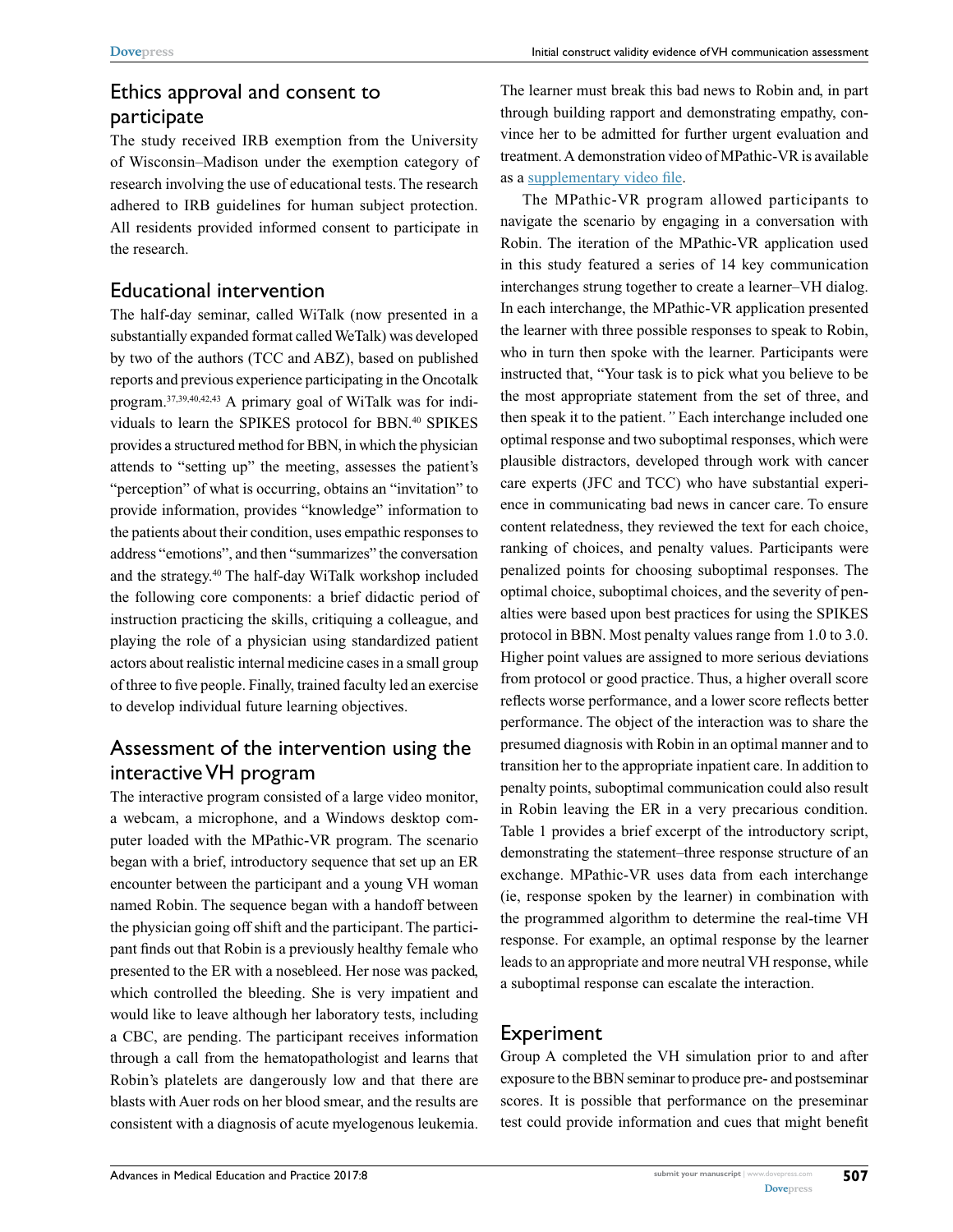## Ethics approval and consent to participate

The study received IRB exemption from the University of Wisconsin–Madison under the exemption category of research involving the use of educational tests. The research adhered to IRB guidelines for human subject protection. All residents provided informed consent to participate in the research.

## Educational intervention

The half-day seminar, called WiTalk (now presented in a substantially expanded format called WeTalk) was developed by two of the authors (TCC and ABZ), based on published reports and previous experience participating in the Oncotalk program.[37,39,40,42,43] A primary goal of WiTalk was for individuals to learn the SPIKES protocol for BBN.[40] SPIKES provides a structured method for BBN, in which the physician attends to "setting up" the meeting, assesses the patient's "perception" of what is occurring, obtains an "invitation" to provide information, provides "knowledge" information to the patients about their condition, uses empathic responses to address "emotions", and then "summarizes" the conversation and the strategy.[40] The half-day WiTalk workshop included the following core components: a brief didactic period of instruction practicing the skills, critiquing a colleague, and playing the role of a physician using standardized patient actors about realistic internal medicine cases in a small group of three to five people. Finally, trained faculty led an exercise to develop individual future learning objectives.

## Assessment of the intervention using the interactive VH program

The interactive program consisted of a large video monitor, a webcam, a microphone, and a Windows desktop computer loaded with the MPathic-VR program. The scenario began with a brief, introductory sequence that set up an ER encounter between the participant and a young VH woman named Robin. The sequence began with a handoff between the physician going off shift and the participant. The participant finds out that Robin is a previously healthy female who presented to the ER with a nosebleed. Her nose was packed, which controlled the bleeding. She is very impatient and would like to leave although her laboratory tests, including a CBC, are pending. The participant receives information through a call from the hematopathologist and learns that Robin's platelets are dangerously low and that there are blasts with Auer rods on her blood smear, and the results are consistent with a diagnosis of acute myelogenous leukemia. The learner must break this bad news to Robin and, in part through building rapport and demonstrating empathy, convince her to be admitted for further urgent evaluation and treatment. A demonstration video of MPathic-VR is available as a supplementary video file.

The MPathic-VR program allowed participants to navigate the scenario by engaging in a conversation with Robin. The iteration of the MPathic-VR application used in this study featured a series of 14 key communication interchanges strung together to create a learner–VH dialog. In each interchange, the MPathic-VR application presented the learner with three possible responses to speak to Robin, who in turn then spoke with the learner. Participants were instructed that, "Your task is to pick what you believe to be the most appropriate statement from the set of three, and then speak it to the patient." Each interchange included one optimal response and two suboptimal responses, which were plausible distractors, developed through work with cancer care experts (JFC and TCC) who have substantial experience in communicating bad news in cancer care. To ensure content relatedness, they reviewed the text for each choice, ranking of choices, and penalty values. Participants were penalized points for choosing suboptimal responses. The optimal choice, suboptimal choices, and the severity of penalties were based upon best practices for using the SPIKES protocol in BBN. Most penalty values range from 1.0 to 3.0. Higher point values are assigned to more serious deviations from protocol or good practice. Thus, a higher overall score reflects worse performance, and a lower score reflects better performance. The object of the interaction was to share the presumed diagnosis with Robin in an optimal manner and to transition her to the appropriate inpatient care. In addition to penalty points, suboptimal communication could also result in Robin leaving the ER in a very precarious condition. Table 1 provides a brief excerpt of the introductory script, demonstrating the statement–three response structure of an exchange. MPathic-VR uses data from each interchange (ie, response spoken by the learner) in combination with the programmed algorithm to determine the real-time VH response. For example, an optimal response by the learner leads to an appropriate and more neutral VH response, while a suboptimal response can escalate the interaction.

## Experiment

Group A completed the VH simulation prior to and after exposure to the BBN seminar to produce pre- and postseminar scores. It is possible that performance on the preseminar test could provide information and cues that might benefit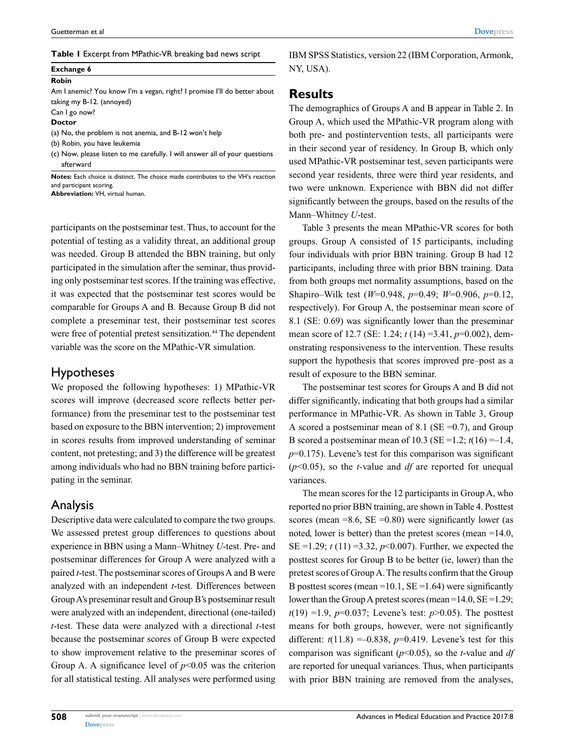**Table 1** Excerpt from MPathic-VR breaking bad news script

| Exchange 6 |
| --- |
| **Robin** |
| Am I anemic? You know I'm a vegan, right? I promise I'll do better about taking my B-12. (annoyed) |
| Can I go now? |
| **Doctor** |
| (a) No, the problem is not anemia, and B-12 won't help |
| (b) Robin, you have leukemia |
| (c) Now, please listen to me carefully. I will answer all of your questions afterward |

**Notes:** Each choice is distinct. The choice made contributes to the VH's reaction and participant scoring.
**Abbreviation:** VH, virtual human.

participants on the postseminar test. Thus, to account for the potential of testing as a validity threat, an additional group was needed. Group B attended the BBN training, but only participated in the simulation after the seminar, thus providing only postseminar test scores. If the training was effective, it was expected that the postseminar test scores would be comparable for Groups A and B. Because Group B did not complete a preseminar test, their postseminar test scores were free of potential pretest sensitization.[44] The dependent variable was the score on the MPathic-VR simulation.

## Hypotheses

We proposed the following hypotheses: 1) MPathic-VR scores will improve (decreased score reflects better performance) from the preseminar test to the postseminar test based on exposure to the BBN intervention; 2) improvement in scores results from improved understanding of seminar content, not pretesting; and 3) the difference will be greatest among individuals who had no BBN training before participating in the seminar.

## Analysis

Descriptive data were calculated to compare the two groups. We assessed pretest group differences to questions about experience in BBN using a Mann–Whitney *U*-test. Pre- and postseminar differences for Group A were analyzed with a paired *t*-test. The postseminar scores of Groups A and B were analyzed with an independent *t*-test. Differences between Group A's preseminar result and Group B's postseminar result were analyzed with an independent, directional (one-tailed) *t*-test. These data were analyzed with a directional *t*-test because the postseminar scores of Group B were expected to show improvement relative to the preseminar scores of Group A. A significance level of $p<0.05$ was the criterion for all statistical testing. All analyses were performed using IBM SPSS Statistics, version 22 (IBM Corporation, Armonk, NY, USA).

# Results

The demographics of Groups A and B appear in Table 2. In Group A, which used the MPathic-VR program along with both pre- and postintervention tests, all participants were in their second year of residency. In Group B, which only used MPathic-VR postseminar test, seven participants were second year residents, three were third year residents, and two were unknown. Experience with BBN did not differ significantly between the groups, based on the results of the Mann–Whitney *U*-test.

Table 3 presents the mean MPathic-VR scores for both groups. Group A consisted of 15 participants, including four individuals with prior BBN training. Group B had 12 participants, including three with prior BBN training. Data from both groups met normality assumptions, based on the Shapiro–Wilk test ($W$=0.948, $p$=0.49; $W$=0.906, $p$=0.12, respectively). For Group A, the postseminar mean score of 8.1 (SE: 0.69) was significantly lower than the preseminar mean score of 12.7 (SE: 1.24; $t$ (14) =3.41, $p$=0.002), demonstrating responsiveness to the intervention. These results support the hypothesis that scores improved pre–post as a result of exposure to the BBN seminar.

The postseminar test scores for Groups A and B did not differ significantly, indicating that both groups had a similar performance in MPathic-VR. As shown in Table 3, Group A scored a postseminar mean of 8.1 (SE =0.7), and Group B scored a postseminar mean of 10.3 (SE =1.2; $t$(16) =–1.4, $p$=0.175). Levene's test for this comparison was significant ($p<0.05$), so the *t*-value and *df* are reported for unequal variances.

The mean scores for the 12 participants in Group A, who reported no prior BBN training, are shown in Table 4. Posttest scores (mean =8.6, SE =0.80) were significantly lower (as noted, lower is better) than the pretest scores (mean =14.0, SE =1.29; $t$ (11) =3.32, $p<0.007$). Further, we expected the posttest scores for Group B to be better (ie, lower) than the pretest scores of Group A. The results confirm that the Group B posttest scores (mean =10.1, SE =1.64) were significantly lower than the Group A pretest scores (mean =14.0, SE =1.29; $t$(19) =1.9, $p$=0.037; Levene's test: $p>0.05$). The posttest means for both groups, however, were not significantly different: $t$(11.8) =–0.838, $p$=0.419. Levene's test for this comparison was significant ($p<0.05$), so the *t*-value and *df* are reported for unequal variances. Thus, when participants with prior BBN training are removed from the analyses,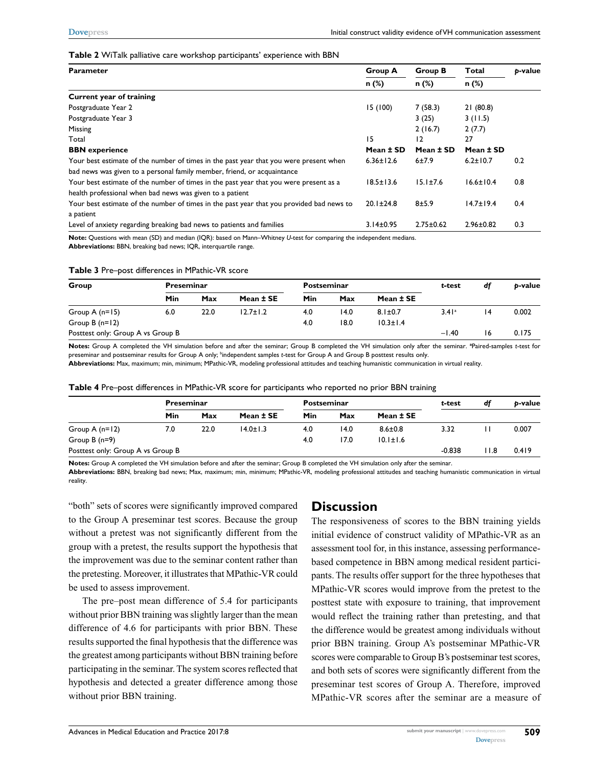**Table 2** WiTalk palliative care workshop participants' experience with BBN

| Parameter | Group A | Group B | Total | p-value |
|---|---|---|---|---|
| | n (%) | n (%) | n (%) | |
| **Current year of training** | | | | |
| Postgraduate Year 2 | 15 (100) | 7 (58.3) | 21 (80.8) | |
| Postgraduate Year 3 | | 3 (25) | 3 (11.5) | |
| Missing | | 2 (16.7) | 2 (7.7) | |
| Total | 15 | 12 | 27 | |
| **BBN experience** | **Mean ± SD** | **Mean ± SD** | **Mean ± SD** | |
| Your best estimate of the number of times in the past year that you were present when bad news was given to a personal family member, friend, or acquaintance | 6.36±12.6 | 6±7.9 | 6.2±10.7 | 0.2 |
| Your best estimate of the number of times in the past year that you were present as a health professional when bad news was given to a patient | 18.5±13.6 | 15.1±7.6 | 16.6±10.4 | 0.8 |
| Your best estimate of the number of times in the past year that you provided bad news to a patient | 20.1±24.8 | 8±5.9 | 14.7±19.4 | 0.4 |
| Level of anxiety regarding breaking bad news to patients and families | 3.14±0.95 | 2.75±0.62 | 2.96±0.82 | 0.3 |

**Note:** Questions with mean (SD) and median (IQR): based on Mann–Whitney *U*-test for comparing the independent medians.
**Abbreviations:** BBN, breaking bad news; IQR, interquartile range.

**Table 3** Pre–post differences in MPathic-VR score

| Group | Preseminar | | | Postseminar | | | t-test | df | p-value |
|---|---|---|---|---|---|---|---|---|---|
| | Min | Max | Mean ± SE | Min | Max | Mean ± SE | | | |
| Group A (n=15) | 6.0 | 22.0 | 12.7±1.2 | 4.0 | 14.0 | 8.1±0.7 | 3.41[a] | 14 | 0.002 |
| Group B (n=12) | | | | 4.0 | 18.0 | 10.3±1.4 | | | |
| Posttest only: Group A vs Group B | | | | | | | −1.40 | 16 | 0.175 |

**Notes:** Group A completed the VH simulation before and after the seminar; Group B completed the VH simulation only after the seminar. [a]Paired-samples *t*-test for preseminar and postseminar results for Group A only; [b]independent samples *t*-test for Group A and Group B posttest results only.
**Abbreviations:** Max, maximum; min, minimum; MPathic-VR, modeling professional attitudes and teaching humanistic communication in virtual reality.

**Table 4** Pre–post differences in MPathic-VR score for participants who reported no prior BBN training

| | Preseminar | | | Postseminar | | | t-test | df | p-value |
|---|---|---|---|---|---|---|---|---|---|
| | Min | Max | Mean ± SE | Min | Max | Mean ± SE | | | |
| Group A (n=12) | 7.0 | 22.0 | 14.0±1.3 | 4.0 | 14.0 | 8.6±0.8 | 3.32 | 11 | 0.007 |
| Group B (n=9) | | | | 4.0 | 17.0 | 10.1±1.6 | | | |
| Posttest only: Group A vs Group B | | | | | | | -0.838 | 11.8 | 0.419 |

**Notes:** Group A completed the VH simulation before and after the seminar; Group B completed the VH simulation only after the seminar.
**Abbreviations:** BBN, breaking bad news; Max, maximum; min, minimum; MPathic-VR, modeling professional attitudes and teaching humanistic communication in virtual reality.

"both" sets of scores were significantly improved compared to the Group A preseminar test scores. Because the group without a pretest was not significantly different from the group with a pretest, the results support the hypothesis that the improvement was due to the seminar content rather than the pretesting. Moreover, it illustrates that MPathic-VR could be used to assess improvement.

The pre–post mean difference of 5.4 for participants without prior BBN training was slightly larger than the mean difference of 4.6 for participants with prior BBN. These results supported the final hypothesis that the difference was the greatest among participants without BBN training before participating in the seminar. The system scores reflected that hypothesis and detected a greater difference among those without prior BBN training.

## Discussion

The responsiveness of scores to the BBN training yields initial evidence of construct validity of MPathic-VR as an assessment tool for, in this instance, assessing performance-based competence in BBN among medical resident participants. The results offer support for the three hypotheses that MPathic-VR scores would improve from the pretest to the posttest state with exposure to training, that improvement would reflect the training rather than pretesting, and that the difference would be greatest among individuals without prior BBN training. Group A's postseminar MPathic-VR scores were comparable to Group B's postseminar test scores, and both sets of scores were significantly different from the preseminar test scores of Group A. Therefore, improved MPathic-VR scores after the seminar are a measure of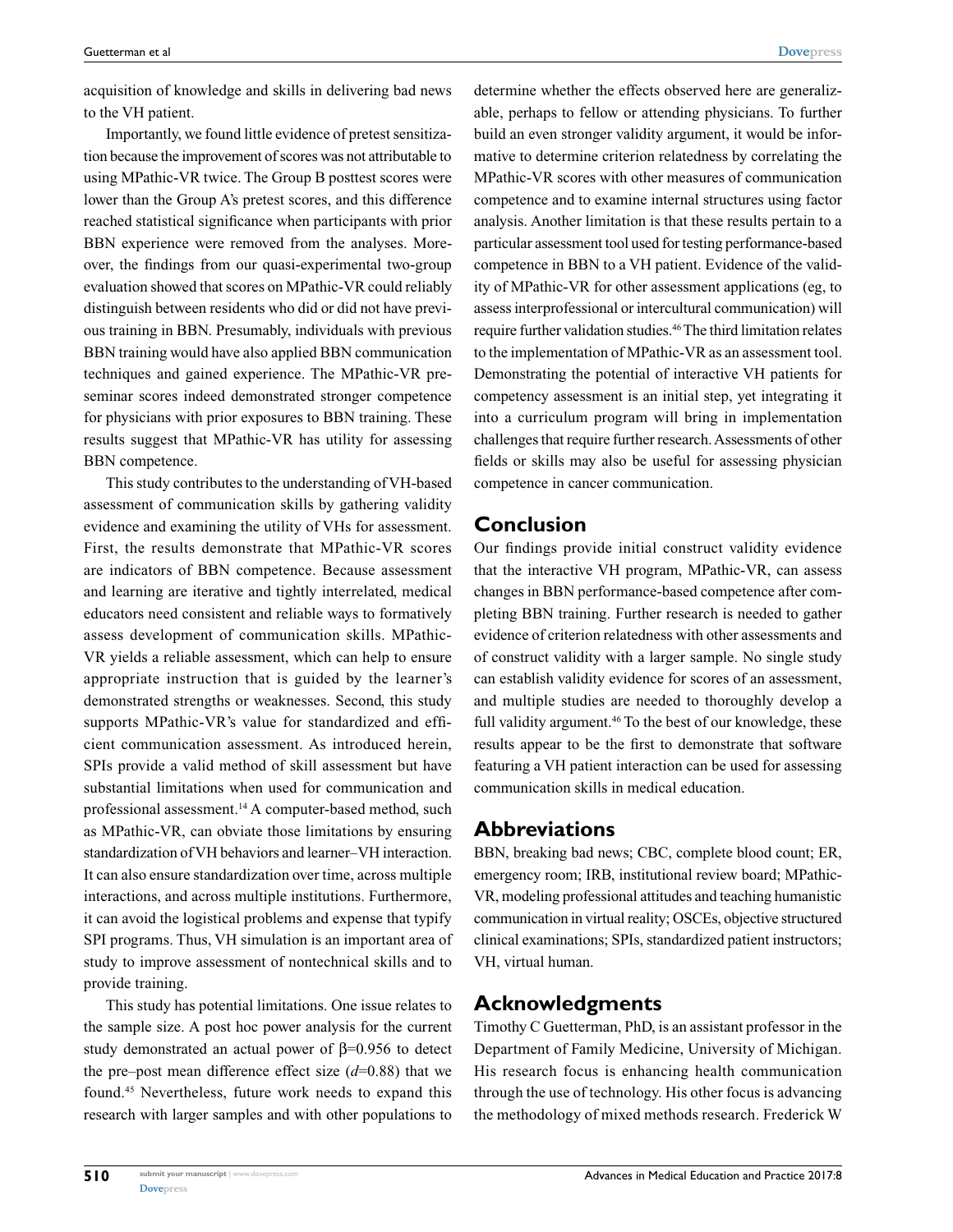acquisition of knowledge and skills in delivering bad news to the VH patient.

Importantly, we found little evidence of pretest sensitization because the improvement of scores was not attributable to using MPathic-VR twice. The Group B posttest scores were lower than the Group A's pretest scores, and this difference reached statistical significance when participants with prior BBN experience were removed from the analyses. Moreover, the findings from our quasi-experimental two-group evaluation showed that scores on MPathic-VR could reliably distinguish between residents who did or did not have previous training in BBN. Presumably, individuals with previous BBN training would have also applied BBN communication techniques and gained experience. The MPathic-VR preseminar scores indeed demonstrated stronger competence for physicians with prior exposures to BBN training. These results suggest that MPathic-VR has utility for assessing BBN competence.

This study contributes to the understanding of VH-based assessment of communication skills by gathering validity evidence and examining the utility of VHs for assessment. First, the results demonstrate that MPathic-VR scores are indicators of BBN competence. Because assessment and learning are iterative and tightly interrelated, medical educators need consistent and reliable ways to formatively assess development of communication skills. MPathic-VR yields a reliable assessment, which can help to ensure appropriate instruction that is guided by the learner's demonstrated strengths or weaknesses. Second, this study supports MPathic-VR's value for standardized and efficient communication assessment. As introduced herein, SPIs provide a valid method of skill assessment but have substantial limitations when used for communication and professional assessment.[14] A computer-based method, such as MPathic-VR, can obviate those limitations by ensuring standardization of VH behaviors and learner–VH interaction. It can also ensure standardization over time, across multiple interactions, and across multiple institutions. Furthermore, it can avoid the logistical problems and expense that typify SPI programs. Thus, VH simulation is an important area of study to improve assessment of nontechnical skills and to provide training.

This study has potential limitations. One issue relates to the sample size. A post hoc power analysis for the current study demonstrated an actual power of $\beta=0.956$ to detect the pre–post mean difference effect size ($d=0.88$) that we found.[45] Nevertheless, future work needs to expand this research with larger samples and with other populations to determine whether the effects observed here are generalizable, perhaps to fellow or attending physicians. To further build an even stronger validity argument, it would be informative to determine criterion relatedness by correlating the MPathic-VR scores with other measures of communication competence and to examine internal structures using factor analysis. Another limitation is that these results pertain to a particular assessment tool used for testing performance-based competence in BBN to a VH patient. Evidence of the validity of MPathic-VR for other assessment applications (eg, to assess interprofessional or intercultural communication) will require further validation studies.[46] The third limitation relates to the implementation of MPathic-VR as an assessment tool. Demonstrating the potential of interactive VH patients for competency assessment is an initial step, yet integrating it into a curriculum program will bring in implementation challenges that require further research. Assessments of other fields or skills may also be useful for assessing physician competence in cancer communication.

## Conclusion

Our findings provide initial construct validity evidence that the interactive VH program, MPathic-VR, can assess changes in BBN performance-based competence after completing BBN training. Further research is needed to gather evidence of criterion relatedness with other assessments and of construct validity with a larger sample. No single study can establish validity evidence for scores of an assessment, and multiple studies are needed to thoroughly develop a full validity argument.[46] To the best of our knowledge, these results appear to be the first to demonstrate that software featuring a VH patient interaction can be used for assessing communication skills in medical education.

## Abbreviations

BBN, breaking bad news; CBC, complete blood count; ER, emergency room; IRB, institutional review board; MPathic-VR, modeling professional attitudes and teaching humanistic communication in virtual reality; OSCEs, objective structured clinical examinations; SPIs, standardized patient instructors; VH, virtual human.

## Acknowledgments

Timothy C Guetterman, PhD, is an assistant professor in the Department of Family Medicine, University of Michigan. His research focus is enhancing health communication through the use of technology. His other focus is advancing the methodology of mixed methods research. Frederick W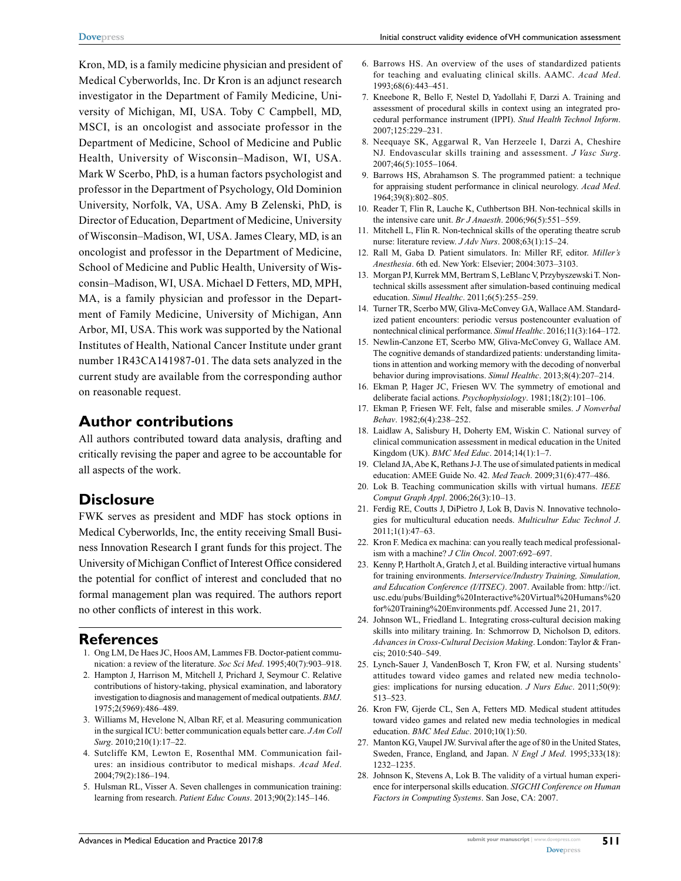Kron, MD, is a family medicine physician and president of Medical Cyberworlds, Inc. Dr Kron is an adjunct research investigator in the Department of Family Medicine, University of Michigan, MI, USA. Toby C Campbell, MD, MSCI, is an oncologist and associate professor in the Department of Medicine, School of Medicine and Public Health, University of Wisconsin–Madison, WI, USA. Mark W Scerbo, PhD, is a human factors psychologist and professor in the Department of Psychology, Old Dominion University, Norfolk, VA, USA. Amy B Zelenski, PhD, is Director of Education, Department of Medicine, University of Wisconsin–Madison, WI, USA. James Cleary, MD, is an oncologist and professor in the Department of Medicine, School of Medicine and Public Health, University of Wisconsin–Madison, WI, USA. Michael D Fetters, MD, MPH, MA, is a family physician and professor in the Department of Family Medicine, University of Michigan, Ann Arbor, MI, USA. This work was supported by the National Institutes of Health, National Cancer Institute under grant number 1R43CA141987-01. The data sets analyzed in the current study are available from the corresponding author on reasonable request.

## Author contributions

All authors contributed toward data analysis, drafting and critically revising the paper and agree to be accountable for all aspects of the work.

## Disclosure

FWK serves as president and MDF has stock options in Medical Cyberworlds, Inc, the entity receiving Small Business Innovation Research I grant funds for this project. The University of Michigan Conflict of Interest Office considered the potential for conflict of interest and concluded that no formal management plan was required. The authors report no other conflicts of interest in this work.

## References

1. Ong LM, De Haes JC, Hoos AM, Lammes FB. Doctor-patient communication: a review of the literature. *Soc Sci Med*. 1995;40(7):903–918.
2. Hampton J, Harrison M, Mitchell J, Prichard J, Seymour C. Relative contributions of history-taking, physical examination, and laboratory investigation to diagnosis and management of medical outpatients. *BMJ*. 1975;2(5969):486–489.
3. Williams M, Hevelone N, Alban RF, et al. Measuring communication in the surgical ICU: better communication equals better care. *J Am Coll Surg*. 2010;210(1):17–22.
4. Sutcliffe KM, Lewton E, Rosenthal MM. Communication failures: an insidious contributor to medical mishaps. *Acad Med*. 2004;79(2):186–194.
5. Hulsman RL, Visser A. Seven challenges in communication training: learning from research. *Patient Educ Couns*. 2013;90(2):145–146.
6. Barrows HS. An overview of the uses of standardized patients for teaching and evaluating clinical skills. AAMC. *Acad Med*. 1993;68(6):443–451.
7. Kneebone R, Bello F, Nestel D, Yadollahi F, Darzi A. Training and assessment of procedural skills in context using an integrated procedural performance instrument (IPPI). *Stud Health Technol Inform*. 2007;125:229–231.
8. Neequaye SK, Aggarwal R, Van Herzeele I, Darzi A, Cheshire NJ. Endovascular skills training and assessment. *J Vasc Surg*. 2007;46(5):1055–1064.
9. Barrows HS, Abrahamson S. The programmed patient: a technique for appraising student performance in clinical neurology. *Acad Med*. 1964;39(8):802–805.
10. Reader T, Flin R, Lauche K, Cuthbertson BH. Non-technical skills in the intensive care unit. *Br J Anaesth*. 2006;96(5):551–559.
11. Mitchell L, Flin R. Non-technical skills of the operating theatre scrub nurse: literature review. *J Adv Nurs*. 2008;63(1):15–24.
12. Rall M, Gaba D. Patient simulators. In: Miller RF, editor. *Miller's Anesthesia*. 6th ed. New York: Elsevier; 2004:3073–3103.
13. Morgan PJ, Kurrek MM, Bertram S, LeBlanc V, Przybyszewski T. Nontechnical skills assessment after simulation-based continuing medical education. *Simul Healthc*. 2011;6(5):255–259.
14. Turner TR, Scerbo MW, Gliva-McConvey GA, Wallace AM. Standardized patient encounters: periodic versus postencounter evaluation of nontechnical clinical performance. *Simul Healthc*. 2016;11(3):164–172.
15. Newlin-Canzone ET, Scerbo MW, Gliva-McConvey G, Wallace AM. The cognitive demands of standardized patients: understanding limitations in attention and working memory with the decoding of nonverbal behavior during improvisations. *Simul Healthc*. 2013;8(4):207–214.
16. Ekman P, Hager JC, Friesen WV. The symmetry of emotional and deliberate facial actions. *Psychophysiology*. 1981;18(2):101–106.
17. Ekman P, Friesen WF. Felt, false and miserable smiles. *J Nonverbal Behav*. 1982;6(4):238–252.
18. Laidlaw A, Salisbury H, Doherty EM, Wiskin C. National survey of clinical communication assessment in medical education in the United Kingdom (UK). *BMC Med Educ*. 2014;14(1):1–7.
19. Cleland JA, Abe K, Rethans J-J. The use of simulated patients in medical education: AMEE Guide No. 42. *Med Teach*. 2009;31(6):477–486.
20. Lok B. Teaching communication skills with virtual humans. *IEEE Comput Graph Appl*. 2006;26(3):10–13.
21. Ferdig RE, Coutts J, DiPietro J, Lok B, Davis N. Innovative technologies for multicultural education needs. *Multicultur Educ Technol J*. 2011;1(1):47–63.
22. Kron F. Medica ex machina: can you really teach medical professionalism with a machine? *J Clin Oncol*. 2007:692–697.
23. Kenny P, Hartholt A, Gratch J, et al. Building interactive virtual humans for training environments. *Interservice/Industry Training, Simulation, and Education Conference (I/ITSEC)*. 2007. Available from: http://ict.usc.edu/pubs/Building%20Interactive%20Virtual%20Humans%20for%20Training%20Environments.pdf. Accessed June 21, 2017.
24. Johnson WL, Friedland L. Integrating cross-cultural decision making skills into military training. In: Schmorrow D, Nicholson D, editors. *Advances in Cross-Cultural Decision Making*. London: Taylor & Francis; 2010:540–549.
25. Lynch-Sauer J, VandenBosch T, Kron FW, et al. Nursing students' attitudes toward video games and related new media technologies: implications for nursing education. *J Nurs Educ*. 2011;50(9):513–523.
26. Kron FW, Gjerde CL, Sen A, Fetters MD. Medical student attitudes toward video games and related new media technologies in medical education. *BMC Med Educ*. 2010;10(1):50.
27. Manton KG, Vaupel JW. Survival after the age of 80 in the United States, Sweden, France, England, and Japan. *N Engl J Med*. 1995;333(18):1232–1235.
28. Johnson K, Stevens A, Lok B. The validity of a virtual human experience for interpersonal skills education. *SIGCHI Conference on Human Factors in Computing Systems*. San Jose, CA: 2007.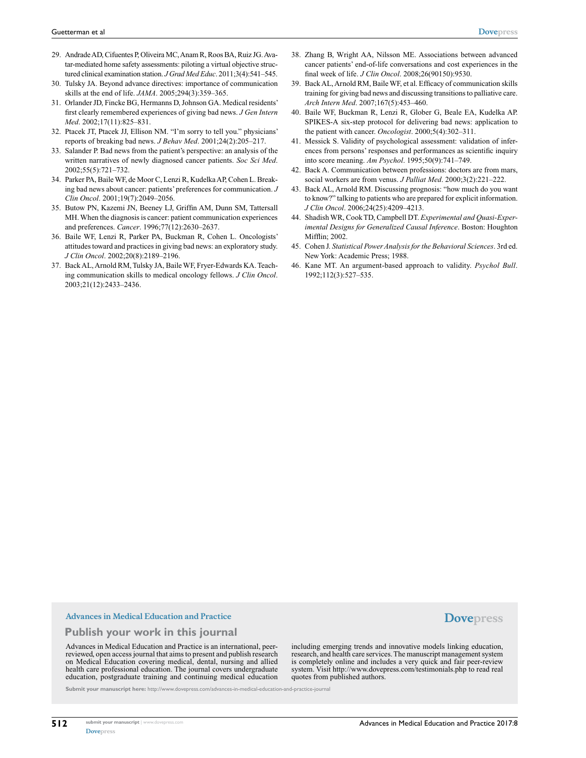29. Andrade AD, Cifuentes P, Oliveira MC, Anam R, Roos BA, Ruiz JG. Avatar-mediated home safety assessments: piloting a virtual objective structured clinical examination station. *J Grad Med Educ*. 2011;3(4):541–545.
30. Tulsky JA. Beyond advance directives: importance of communication skills at the end of life. *JAMA*. 2005;294(3):359–365.
31. Orlander JD, Fincke BG, Hermanns D, Johnson GA. Medical residents' first clearly remembered experiences of giving bad news. *J Gen Intern Med*. 2002;17(11):825–831.
32. Ptacek JT, Ptacek JJ, Ellison NM. "I'm sorry to tell you." physicians' reports of breaking bad news. *J Behav Med*. 2001;24(2):205–217.
33. Salander P. Bad news from the patient's perspective: an analysis of the written narratives of newly diagnosed cancer patients. *Soc Sci Med*. 2002;55(5):721–732.
34. Parker PA, Baile WF, de Moor C, Lenzi R, Kudelka AP, Cohen L. Breaking bad news about cancer: patients' preferences for communication. *J Clin Oncol*. 2001;19(7):2049–2056.
35. Butow PN, Kazemi JN, Beeney LJ, Griffin AM, Dunn SM, Tattersall MH. When the diagnosis is cancer: patient communication experiences and preferences. *Cancer*. 1996;77(12):2630–2637.
36. Baile WF, Lenzi R, Parker PA, Buckman R, Cohen L. Oncologists' attitudes toward and practices in giving bad news: an exploratory study. *J Clin Oncol*. 2002;20(8):2189–2196.
37. Back AL, Arnold RM, Tulsky JA, Baile WF, Fryer-Edwards KA. Teaching communication skills to medical oncology fellows. *J Clin Oncol*. 2003;21(12):2433–2436.
38. Zhang B, Wright AA, Nilsson ME. Associations between advanced cancer patients' end-of-life conversations and cost experiences in the final week of life. *J Clin Oncol*. 2008;26(90150):9530.
39. Back AL, Arnold RM, Baile WF, et al. Efficacy of communication skills training for giving bad news and discussing transitions to palliative care. *Arch Intern Med*. 2007;167(5):453–460.
40. Baile WF, Buckman R, Lenzi R, Glober G, Beale EA, Kudelka AP. SPIKES-A six-step protocol for delivering bad news: application to the patient with cancer. *Oncologist*. 2000;5(4):302–311.
41. Messick S. Validity of psychological assessment: validation of inferences from persons' responses and performances as scientific inquiry into score meaning. *Am Psychol*. 1995;50(9):741–749.
42. Back A. Communication between professions: doctors are from mars, social workers are from venus. *J Palliat Med*. 2000;3(2):221–222.
43. Back AL, Arnold RM. Discussing prognosis: "how much do you want to know?" talking to patients who are prepared for explicit information. *J Clin Oncol*. 2006;24(25):4209–4213.
44. Shadish WR, Cook TD, Campbell DT. *Experimental and Quasi-Experimental Designs for Generalized Causal Inference*. Boston: Houghton Mifflin; 2002.
45. Cohen J. *Statistical Power Analysis for the Behavioral Sciences*. 3rd ed. New York: Academic Press; 1988.
46. Kane MT. An argument-based approach to validity. *Psychol Bull*. 1992;112(3):527–535.

**Advances in Medical Education and Practice**

**Dovepress**

## Publish your work in this journal

Advances in Medical Education and Practice is an international, peer-reviewed, open access journal that aims to present and publish research on Medical Education covering medical, dental, nursing and allied health care professional education. The journal covers undergraduate education, postgraduate training and continuing medical education including emerging trends and innovative models linking education, research, and health care services. The manuscript management system is completely online and includes a very quick and fair peer-review system. Visit http://www.dovepress.com/testimonials.php to read real quotes from published authors.

**Submit your manuscript here:** http://www.dovepress.com/advances-in-medical-education-and-practice-journal